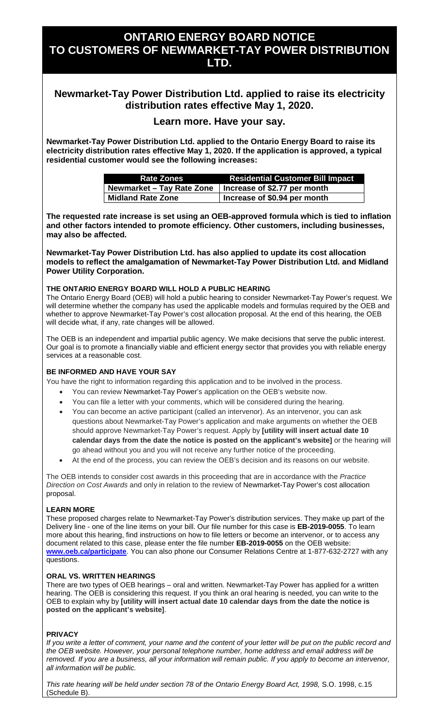# ONTARIO ENERGY BOARD NOTICE TO CUSTOMERS OF NEWMARKET-TAY POWER DISTRIBUTION LTD.

## Newmarket-Tay Power Distribution Ltd. applied to raise its electricity distribution rates effective May 1, 2020.

### Learn more. Have your say.

**Newmarket-Tay Power Distribution Ltd. applied to the Ontario Energy Board to raise its electricity distribution rates effective May 1, 2020. If the application is approved, a typical residential customer would see the following increases:**

| Rate Zones | Residential Customer Bill Impact |
|---|---|
| Newmarket – Tay Rate Zone | Increase of $2.77 per month |
| Midland Rate Zone | Increase of $0.94 per month |

**The requested rate increase is set using an OEB-approved formula which is tied to inflation and other factors intended to promote efficiency. Other customers, including businesses, may also be affected.**

**Newmarket-Tay Power Distribution Ltd. has also applied to update its cost allocation models to reflect the amalgamation of Newmarket-Tay Power Distribution Ltd. and Midland Power Utility Corporation.**

#### THE ONTARIO ENERGY BOARD WILL HOLD A PUBLIC HEARING

The Ontario Energy Board (OEB) will hold a public hearing to consider Newmarket-Tay Power's request. We will determine whether the company has used the applicable models and formulas required by the OEB and whether to approve Newmarket-Tay Power's cost allocation proposal. At the end of this hearing, the OEB will decide what, if any, rate changes will be allowed.

The OEB is an independent and impartial public agency. We make decisions that serve the public interest. Our goal is to promote a financially viable and efficient energy sector that provides you with reliable energy services at a reasonable cost.

#### BE INFORMED AND HAVE YOUR SAY

You have the right to information regarding this application and to be involved in the process.

- You can review Newmarket-Tay Power's application on the OEB's website now.
- You can file a letter with your comments, which will be considered during the hearing.
- You can become an active participant (called an intervenor). As an intervenor, you can ask questions about Newmarket-Tay Power's application and make arguments on whether the OEB should approve Newmarket-Tay Power's request. Apply by **[utility will insert actual date 10 calendar days from the date the notice is posted on the applicant's website]** or the hearing will go ahead without you and you will not receive any further notice of the proceeding.
- At the end of the process, you can review the OEB's decision and its reasons on our website.

The OEB intends to consider cost awards in this proceeding that are in accordance with the *Practice Direction on Cost Awards* and only in relation to the review of Newmarket-Tay Power's cost allocation proposal.

#### LEARN MORE

These proposed charges relate to Newmarket-Tay Power's distribution services. They make up part of the Delivery line - one of the line items on your bill. Our file number for this case is **EB-2019-0055**. To learn more about this hearing, find instructions on how to file letters or become an intervenor, or to access any document related to this case, please enter the file number **EB-2019-0055** on the OEB website: **www.oeb.ca/participate**. You can also phone our Consumer Relations Centre at 1-877-632-2727 with any questions.

#### ORAL VS. WRITTEN HEARINGS

There are two types of OEB hearings – oral and written. Newmarket-Tay Power has applied for a written hearing. The OEB is considering this request. If you think an oral hearing is needed, you can write to the OEB to explain why by **[utility will insert actual date 10 calendar days from the date the notice is posted on the applicant's website]**.

#### PRIVACY

*If you write a letter of comment, your name and the content of your letter will be put on the public record and the OEB website. However, your personal telephone number, home address and email address will be removed. If you are a business, all your information will remain public. If you apply to become an intervenor, all information will be public.*

*This rate hearing will be held under section 78 of the Ontario Energy Board Act, 1998,* S.O. 1998, c.15 (Schedule B).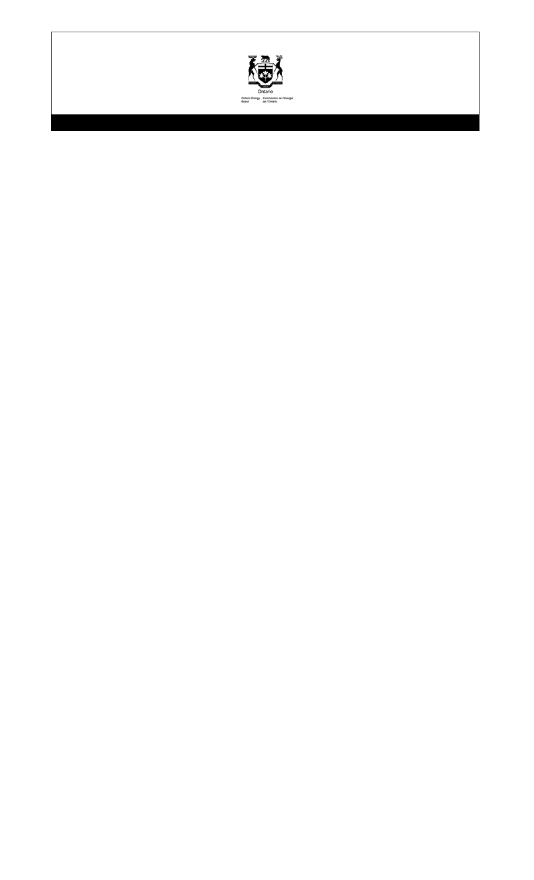Ontario

Ontario Energy Board

Commission de l'énergie de l'Ontario